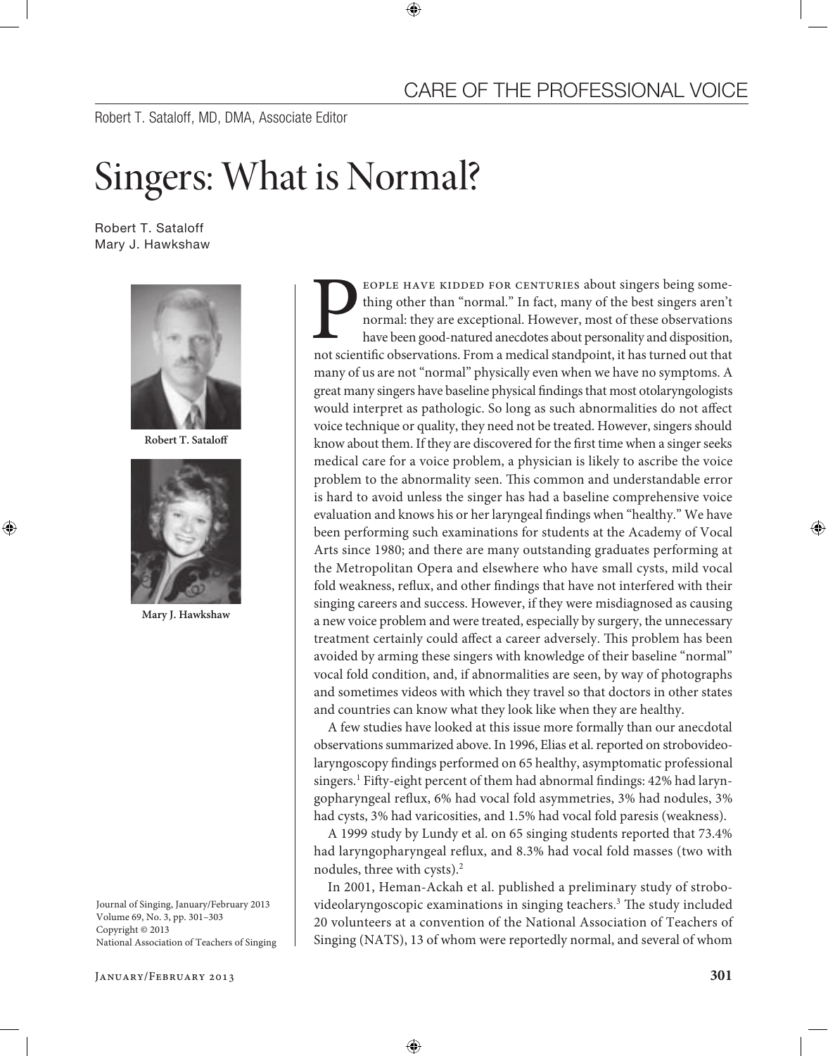CARE OF THE PROFESSIONAL VOICE

Robert T. Sataloff, MD, DMA, Associate Editor

# Singers: What is Normal?

Robert T. Sataloff
Mary J. Hawkshaw

Robert T. Sataloff

Mary J. Hawkshaw

Journal of Singing, January/February 2013
Volume 69, No. 3, pp. 301–303
Copyright © 2013
National Association of Teachers of Singing

People have kidded for centuries about singers being something other than "normal." In fact, many of the best singers aren't normal: they are exceptional. However, most of these observations have been good-natured anecdotes about personality and disposition, not scientific observations. From a medical standpoint, it has turned out that many of us are not "normal" physically even when we have no symptoms. A great many singers have baseline physical findings that most otolaryngologists would interpret as pathologic. So long as such abnormalities do not affect voice technique or quality, they need not be treated. However, singers should know about them. If they are discovered for the first time when a singer seeks medical care for a voice problem, a physician is likely to ascribe the voice problem to the abnormality seen. This common and understandable error is hard to avoid unless the singer has had a baseline comprehensive voice evaluation and knows his or her laryngeal findings when "healthy." We have been performing such examinations for students at the Academy of Vocal Arts since 1980; and there are many outstanding graduates performing at the Metropolitan Opera and elsewhere who have small cysts, mild vocal fold weakness, reflux, and other findings that have not interfered with their singing careers and success. However, if they were misdiagnosed as causing a new voice problem and were treated, especially by surgery, the unnecessary treatment certainly could affect a career adversely. This problem has been avoided by arming these singers with knowledge of their baseline "normal" vocal fold condition, and, if abnormalities are seen, by way of photographs and sometimes videos with which they travel so that doctors in other states and countries can know what they look like when they are healthy.

A few studies have looked at this issue more formally than our anecdotal observations summarized above. In 1996, Elias et al. reported on strobovideolaryngoscopy findings performed on 65 healthy, asymptomatic professional singers.[1] Fifty-eight percent of them had abnormal findings: 42% had laryngopharyngeal reflux, 6% had vocal fold asymmetries, 3% had nodules, 3% had cysts, 3% had varicosities, and 1.5% had vocal fold paresis (weakness).

A 1999 study by Lundy et al. on 65 singing students reported that 73.4% had laryngopharyngeal reflux, and 8.3% had vocal fold masses (two with nodules, three with cysts).[2]

In 2001, Heman-Ackah et al. published a preliminary study of strobovideolaryngoscopic examinations in singing teachers.[3] The study included 20 volunteers at a convention of the National Association of Teachers of Singing (NATS), 13 of whom were reportedly normal, and several of whom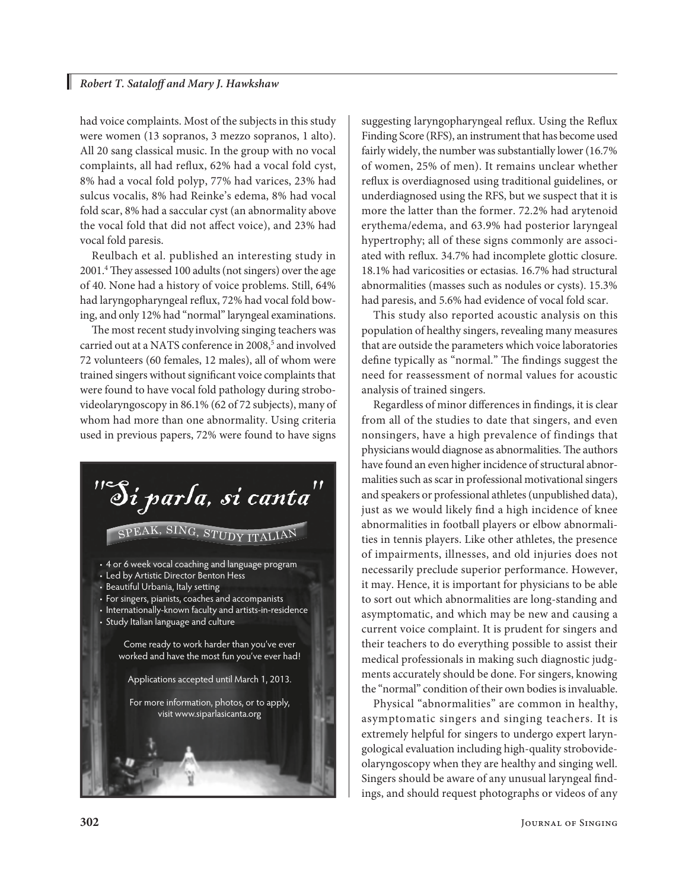had voice complaints. Most of the subjects in this study were women (13 sopranos, 3 mezzo sopranos, 1 alto). All 20 sang classical music. In the group with no vocal complaints, all had reflux, 62% had a vocal fold cyst, 8% had a vocal fold polyp, 77% had varices, 23% had sulcus vocalis, 8% had Reinke's edema, 8% had vocal fold scar, 8% had a saccular cyst (an abnormality above the vocal fold that did not affect voice), and 23% had vocal fold paresis.

Reulbach et al. published an interesting study in 2001.[4] They assessed 100 adults (not singers) over the age of 40. None had a history of voice problems. Still, 64% had laryngopharyngeal reflux, 72% had vocal fold bowing, and only 12% had "normal" laryngeal examinations.

The most recent study involving singing teachers was carried out at a NATS conference in 2008,[5] and involved 72 volunteers (60 females, 12 males), all of whom were trained singers without significant voice complaints that were found to have vocal fold pathology during strobovideolaryngoscopy in 86.1% (62 of 72 subjects), many of whom had more than one abnormality. Using criteria used in previous papers, 72% were found to have signs suggesting laryngopharyngeal reflux. Using the Reflux Finding Score (RFS), an instrument that has become used fairly widely, the number was substantially lower (16.7% of women, 25% of men). It remains unclear whether reflux is overdiagnosed using traditional guidelines, or underdiagnosed using the RFS, but we suspect that it is more the latter than the former. 72.2% had arytenoid erythema/edema, and 63.9% had posterior laryngeal hypertrophy; all of these signs commonly are associated with reflux. 34.7% had incomplete glottic closure. 18.1% had varicosities or ectasias. 16.7% had structural abnormalities (masses such as nodules or cysts). 15.3% had paresis, and 5.6% had evidence of vocal fold scar.

This study also reported acoustic analysis on this population of healthy singers, revealing many measures that are outside the parameters which voice laboratories define typically as "normal." The findings suggest the need for reassessment of normal values for acoustic analysis of trained singers.

Regardless of minor differences in findings, it is clear from all of the studies to date that singers, and even nonsingers, have a high prevalence of findings that physicians would diagnose as abnormalities. The authors have found an even higher incidence of structural abnormalities such as scar in professional motivational singers and speakers or professional athletes (unpublished data), just as we would likely find a high incidence of knee abnormalities in football players or elbow abnormalities in tennis players. Like other athletes, the presence of impairments, illnesses, and old injuries does not necessarily preclude superior performance. However, it may. Hence, it is important for physicians to be able to sort out which abnormalities are long-standing and asymptomatic, and which may be new and causing a current voice complaint. It is prudent for singers and their teachers to do everything possible to assist their medical professionals in making such diagnostic judgments accurately should be done. For singers, knowing the "normal" condition of their own bodies is invaluable.

Physical "abnormalities" are common in healthy, asymptomatic singers and singing teachers. It is extremely helpful for singers to undergo expert laryngological evaluation including high-quality strobovideolaryngoscopy when they are healthy and singing well. Singers should be aware of any unusual laryngeal findings, and should request photographs or videos of any

"Si parla, si canta"

SPEAK, SING, STUDY ITALIAN

- 4 or 6 week vocal coaching and language program
- Led by Artistic Director Benton Hess
- Beautiful Urbania, Italy setting
- For singers, pianists, coaches and accompanists
- Internationally-known faculty and artists-in-residence
- Study Italian language and culture

Come ready to work harder than you've ever worked and have the most fun you've ever had!

Applications accepted until March 1, 2013.

For more information, photos, or to apply, visit www.siparlasicanta.org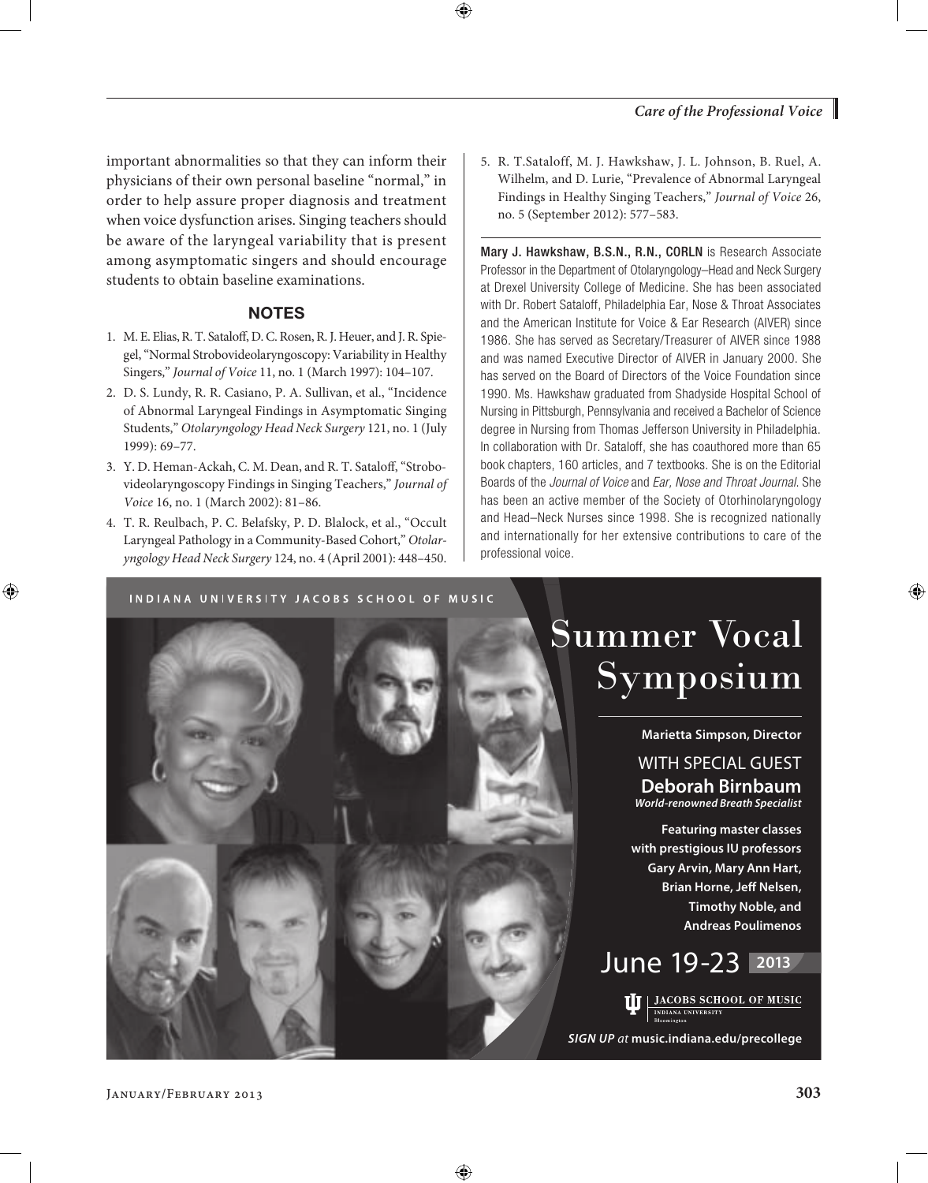important abnormalities so that they can inform their physicians of their own personal baseline "normal," in order to help assure proper diagnosis and treatment when voice dysfunction arises. Singing teachers should be aware of the laryngeal variability that is present among asymptomatic singers and should encourage students to obtain baseline examinations.

## NOTES

1. M. E. Elias, R. T. Sataloff, D. C. Rosen, R. J. Heuer, and J. R. Spiegel, "Normal Strobovideolaryngoscopy: Variability in Healthy Singers," *Journal of Voice* 11, no. 1 (March 1997): 104–107.
2. D. S. Lundy, R. R. Casiano, P. A. Sullivan, et al., "Incidence of Abnormal Laryngeal Findings in Asymptomatic Singing Students," *Otolaryngology Head Neck Surgery* 121, no. 1 (July 1999): 69–77.
3. Y. D. Heman-Ackah, C. M. Dean, and R. T. Sataloff, "Strobovideolaryngoscopy Findings in Singing Teachers," *Journal of Voice* 16, no. 1 (March 2002): 81–86.
4. T. R. Reulbach, P. C. Belafsky, P. D. Blalock, et al., "Occult Laryngeal Pathology in a Community-Based Cohort," *Otolaryngology Head Neck Surgery* 124, no. 4 (April 2001): 448–450.
5. R. T.Sataloff, M. J. Hawkshaw, J. L. Johnson, B. Ruel, A. Wilhelm, and D. Lurie, "Prevalence of Abnormal Laryngeal Findings in Healthy Singing Teachers," *Journal of Voice* 26, no. 5 (September 2012): 577–583.

**Mary J. Hawkshaw, B.S.N., R.N., CORLN** is Research Associate Professor in the Department of Otolaryngology–Head and Neck Surgery at Drexel University College of Medicine. She has been associated with Dr. Robert Sataloff, Philadelphia Ear, Nose & Throat Associates and the American Institute for Voice & Ear Research (AIVER) since 1986. She has served as Secretary/Treasurer of AIVER since 1988 and was named Executive Director of AIVER in January 2000. She has served on the Board of Directors of the Voice Foundation since 1990. Ms. Hawkshaw graduated from Shadyside Hospital School of Nursing in Pittsburgh, Pennsylvania and received a Bachelor of Science degree in Nursing from Thomas Jefferson University in Philadelphia. In collaboration with Dr. Sataloff, she has coauthored more than 65 book chapters, 160 articles, and 7 textbooks. She is on the Editorial Boards of the *Journal of Voice* and *Ear, Nose and Throat Journal*. She has been an active member of the Society of Otorhinolaryngology and Head–Neck Nurses since 1998. She is recognized nationally and internationally for her extensive contributions to care of the professional voice.

INDIANA UNIVERSITY JACOBS SCHOOL OF MUSIC

# Summer Vocal Symposium

**Marietta Simpson, Director**

WITH SPECIAL GUEST
**Deborah Birnbaum**
***World-renowned Breath Specialist***

**Featuring master classes with prestigious IU professors Gary Arvin, Mary Ann Hart, Brian Horne, Jeff Nelsen, Timothy Noble, and Andreas Poulimenos**

June 19-23 2013

JACOBS SCHOOL OF MUSIC
INDIANA UNIVERSITY
Bloomington

***SIGN UP*** *at* **music.indiana.edu/precollege**